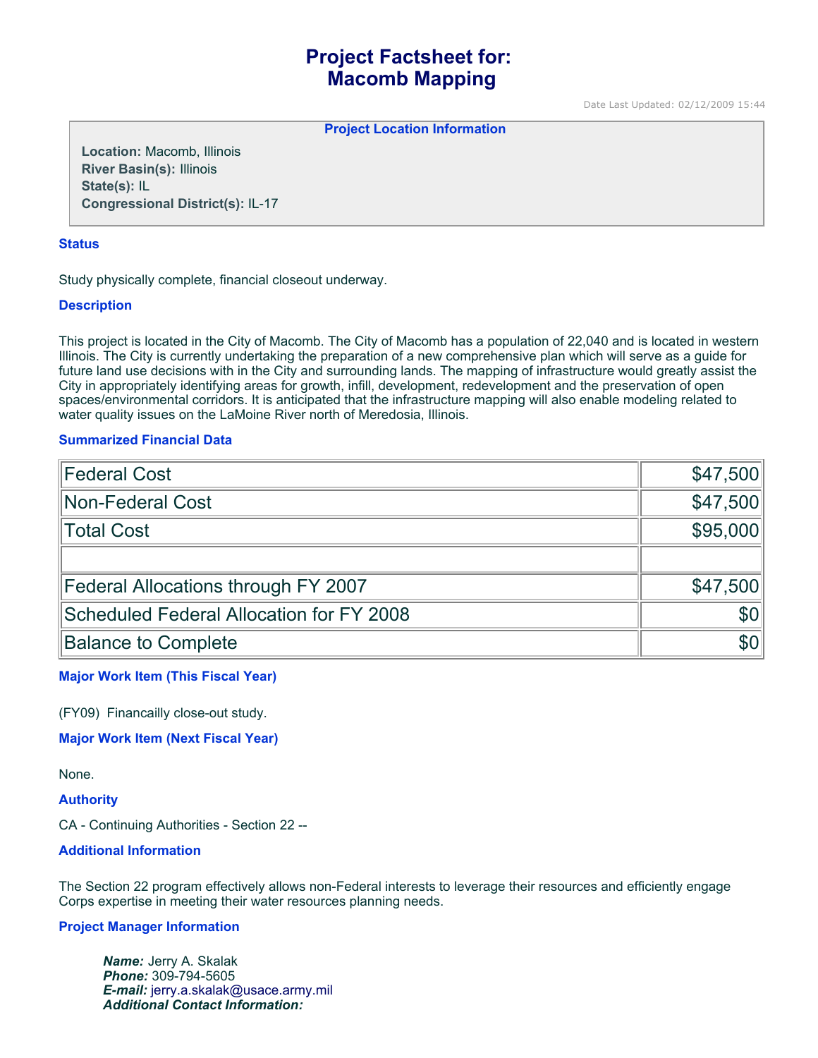# Project Factsheet for: Macomb Mapping

Date Last Updated: 02/12/2009 15:44

### Project Location Information

**Location:** Macomb, Illinois
**River Basin(s):** Illinois
**State(s):** IL
**Congressional District(s):** IL-17

### Status

Study physically complete, financial closeout underway.

### Description

This project is located in the City of Macomb. The City of Macomb has a population of 22,040 and is located in western Illinois. The City is currently undertaking the preparation of a new comprehensive plan which will serve as a guide for future land use decisions with in the City and surrounding lands. The mapping of infrastructure would greatly assist the City in appropriately identifying areas for growth, infill, development, redevelopment and the preservation of open spaces/environmental corridors. It is anticipated that the infrastructure mapping will also enable modeling related to water quality issues on the LaMoine River north of Meredosia, Illinois.

### Summarized Financial Data

| | |
|---|---:|
| Federal Cost | $47,500 |
| Non-Federal Cost | $47,500 |
| Total Cost | $95,000 |
| | |
| Federal Allocations through FY 2007 | $47,500 |
| Scheduled Federal Allocation for FY 2008 | $0 |
| Balance to Complete | $0 |

### Major Work Item (This Fiscal Year)

(FY09) Financailly close-out study.

### Major Work Item (Next Fiscal Year)

None.

### Authority

CA - Continuing Authorities - Section 22 --

### Additional Information

The Section 22 program effectively allows non-Federal interests to leverage their resources and efficiently engage Corps expertise in meeting their water resources planning needs.

### Project Manager Information

***Name:*** Jerry A. Skalak
***Phone:*** 309-794-5605
***E-mail:*** jerry.a.skalak@usace.army.mil
***Additional Contact Information:***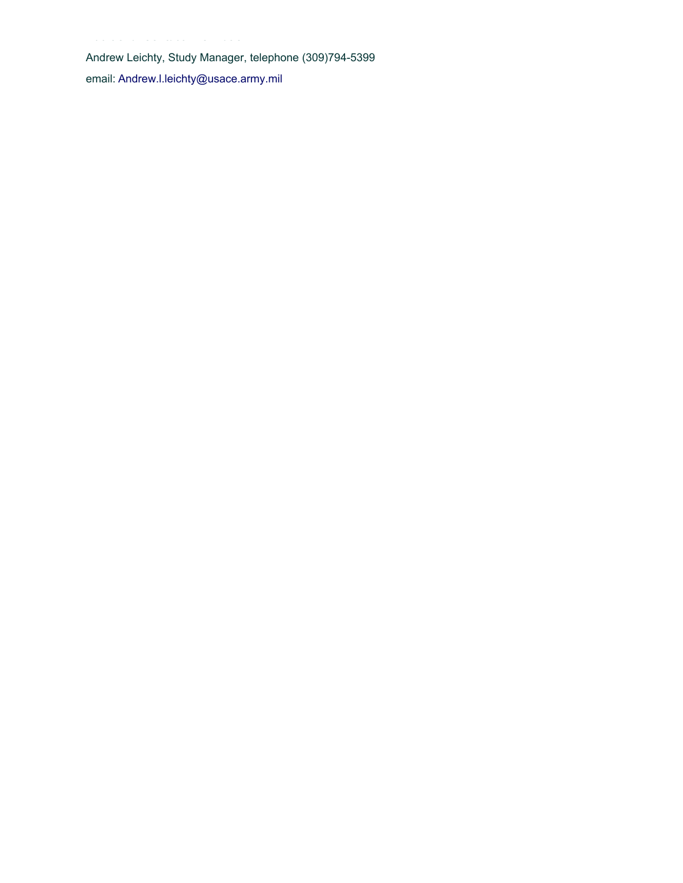Andrew Leichty, Study Manager, telephone (309)794-5399

email: Andrew.l.leichty@usace.army.mil